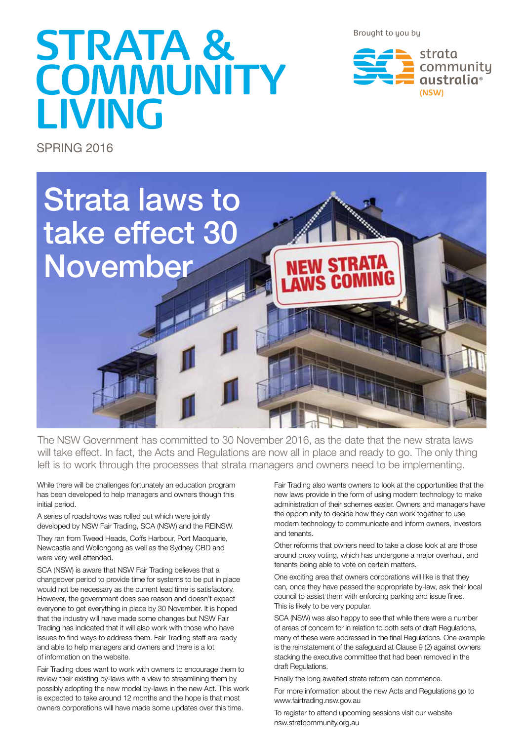# STRATA & COMMUNITY LIVING

SPRING 2016

Brought to you by strata community australia (NSW)

## Strata laws to take effect 30 November

The NSW Government has committed to 30 November 2016, as the date that the new strata laws will take effect. In fact, the Acts and Regulations are now all in place and ready to go. The only thing left is to work through the processes that strata managers and owners need to be implementing.

While there will be challenges fortunately an education program has been developed to help managers and owners though this initial period.

A series of roadshows was rolled out which were jointly developed by NSW Fair Trading, SCA (NSW) and the REINSW.

They ran from Tweed Heads, Coffs Harbour, Port Macquarie, Newcastle and Wollongong as well as the Sydney CBD and were very well attended.

SCA (NSW) is aware that NSW Fair Trading believes that a changeover period to provide time for systems to be put in place would not be necessary as the current lead time is satisfactory. However, the government does see reason and doesn't expect everyone to get everything in place by 30 November. It is hoped that the industry will have made some changes but NSW Fair Trading has indicated that it will also work with those who have issues to find ways to address them. Fair Trading staff are ready and able to help managers and owners and there is a lot of information on the website.

Fair Trading does want to work with owners to encourage them to review their existing by-laws with a view to streamlining them by possibly adopting the new model by-laws in the new Act. This work is expected to take around 12 months and the hope is that most owners corporations will have made some updates over this time.

Fair Trading also wants owners to look at the opportunities that the new laws provide in the form of using modern technology to make administration of their schemes easier. Owners and managers have the opportunity to decide how they can work together to use modern technology to communicate and inform owners, investors and tenants.

Other reforms that owners need to take a close look at are those around proxy voting, which has undergone a major overhaul, and tenants being able to vote on certain matters.

One exciting area that owners corporations will like is that they can, once they have passed the appropriate by-law, ask their local council to assist them with enforcing parking and issue fines. This is likely to be very popular.

SCA (NSW) was also happy to see that while there were a number of areas of concern for in relation to both sets of draft Regulations, many of these were addressed in the final Regulations. One example is the reinstatement of the safeguard at Clause 9 (2) against owners stacking the executive committee that had been removed in the draft Regulations.

Finally the long awaited strata reform can commence.

For more information about the new Acts and Regulations go to www.fairtrading.nsw.gov.au

To register to attend upcoming sessions visit our website nsw.stratcommunity.org.au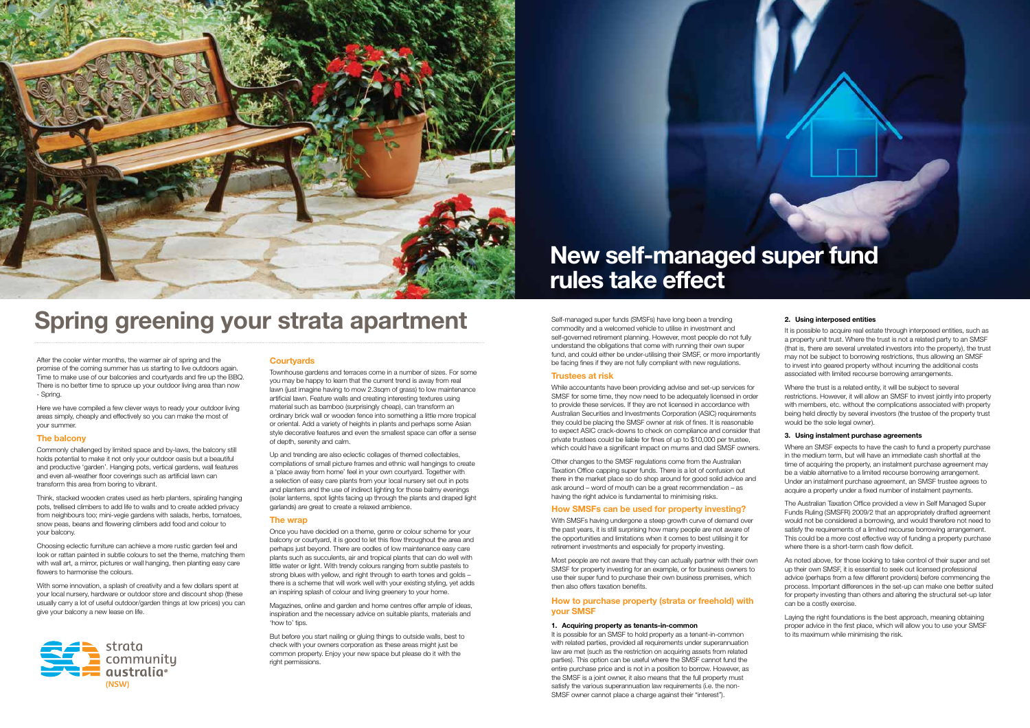# Spring greening your strata apartment

After the cooler winter months, the warmer air of spring and the promise of the coming summer has us starting to live outdoors again. Time to make use of our balconies and courtyards and fire up the BBQ. There is no better time to spruce up your outdoor living area than now - Spring.

Here we have compiled a few clever ways to ready your outdoor living areas simply, cheaply and effectively so you can make the most of your summer.

## The balcony

Commonly challenged by limited space and by-laws, the balcony still holds potential to make it not only your outdoor oasis but a beautiful and productive 'garden'. Hanging pots, vertical gardens, wall features and even all-weather floor coverings such as artificial lawn can transform this area from boring to vibrant.

Think, stacked wooden crates used as herb planters, spiraling hanging pots, trellised climbers to add life to walls and to create added privacy from neighbours too; mini-vegie gardens with salads, herbs, tomatoes, snow peas, beans and flowering climbers add food and colour to your balcony.

Choosing eclectic furniture can achieve a more rustic garden feel and look or rattan painted in subtle colours to set the theme, matching them with wall art, a mirror, pictures or wall hanging, then planting easy care flowers to harmonise the colours.

With some innovation, a splash of creativity and a few dollars spent at your local nursery, hardware or outdoor store and discount shop (these usually carry a lot of useful outdoor/garden things at low prices) you can give your balcony a new lease on life.

## Courtyards

Townhouse gardens and terraces come in a number of sizes. For some you may be happy to learn that the current trend is away from real lawn (just imagine having to mow 2.3sqm of grass) to low maintenance artificial lawn. Feature walls and creating interesting textures using material such as bamboo (surprisingly cheap), can transform an ordinary brick wall or wooden fence into something a little more tropical or oriental. Add a variety of heights in plants and perhaps some Asian style decorative features and even the smallest space can offer a sense of depth, serenity and calm.

Up and trending are also eclectic collages of themed collectables, compilations of small picture frames and ethnic wall hangings to create a 'place away from home' feel in your own courtyard. Together with a selection of easy care plants from your local nursery set out in pots and planters and the use of indirect lighting for those balmy evenings (solar lanterns, spot lights facing up through the plants and draped light garlands) are great to create a relaxed ambience.

## The wrap

Once you have decided on a theme, genre or colour scheme for your balcony or courtyard, it is good to let this flow throughout the area and perhaps just beyond. There are oodles of low maintenance easy care plants such as succulents, air and tropical plants that can do well with little water or light. With trendy colours ranging from subtle pastels to strong blues with yellow, and right through to earth tones and golds – there is a scheme that will work well with your existing styling, yet adds an inspiring splash of colour and living greenery to your home.

Magazines, online and garden and home centres offer ample of ideas, inspiration and the necessary advice on suitable plants, materials and 'how to' tips.

But before you start nailing or gluing things to outside walls, best to check with your owners corporation as these areas might just be common property. Enjoy your new space but please do it with the right permissions.

# New self-managed super fund rules take effect

Self-managed super funds (SMSFs) have long been a trending commodity and a welcomed vehicle to utilise in investment and self-governed retirement planning. However, most people do not fully understand the obligations that come with running their own super fund, and could either be under-utilising their SMSF, or more importantly be facing fines if they are not fully compliant with new regulations.

## Trustees at risk

While accountants have been providing advise and set-up services for SMSF for some time, they now need to be adequately licensed in order to provide these services. If they are not licensed in accordance with Australian Securities and Investments Corporation (ASIC) requirements they could be placing the SMSF owner at risk of fines. It is reasonable to expect ASIC crack-downs to check on compliance and consider that private trustees could be liable for fines of up to $10,000 per trustee, which could have a significant impact on mums and dad SMSF owners.

Other changes to the SMSF regulations come from the Australian Taxation Office capping super funds. There is a lot of confusion out there in the market place so do shop around for good solid advice and ask around – word of mouth can be a great recommendation – as having the right advice is fundamental to minimising risks.

## How SMSFs can be used for property investing?

With SMSFs having undergone a steep growth curve of demand over the past years, it is still surprising how many people are not aware of the opportunities and limitations when it comes to best utilising it for retirement investments and especially for property investing.

Most people are not aware that they can actually partner with their own SMSF for property investing for an example, or for business owners to use their super fund to purchase their own business premises, which then also offers taxation benefits.

## How to purchase property (strata or freehold) with your SMSF

**1. Acquiring property as tenants-in-common**

It is possible for an SMSF to hold property as a tenant-in-common with related parties, provided all requirements under superannuation law are met (such as the restriction on acquiring assets from related parties). This option can be useful where the SMSF cannot fund the entire purchase price and is not in a position to borrow. However, as the SMSF is a joint owner, it also means that the full property must satisfy the various superannuation law requirements (i.e. the non-SMSF owner cannot place a charge against their "interest").

**2. Using interposed entities**

It is possible to acquire real estate through interposed entities, such as a property unit trust. Where the trust is not a related party to an SMSF (that is, there are several unrelated investors into the property), the trust may not be subject to borrowing restrictions, thus allowing an SMSF to invest into geared property without incurring the additional costs associated with limited recourse borrowing arrangements.

Where the trust is a related entity, it will be subject to several restrictions. However, it will allow an SMSF to invest jointly into property with members, etc. without the complications associated with property being held directly by several investors (the trustee of the property trust would be the sole legal owner).

**3. Using instalment purchase agreements**

Where an SMSF expects to have the cash to fund a property purchase in the medium term, but will have an immediate cash shortfall at the time of acquiring the property, an instalment purchase agreement may be a viable alternative to a limited recourse borrowing arrangement. Under an instalment purchase agreement, an SMSF trustee agrees to acquire a property under a fixed number of instalment payments.

The Australian Taxation Office provided a view in Self Managed Super Funds Ruling (SMSFR) 2009/2 that an appropriately drafted agreement would not be considered a borrowing, and would therefore not need to satisfy the requirements of a limited recourse borrowing arrangement. This could be a more cost effective way of funding a property purchase where there is a short-term cash flow deficit.

As noted above, for those looking to take control of their super and set up their own SMSF, it is essential to seek out licensed professional advice (perhaps from a few different providers) before commencing the process. Important differences in the set-up can make one better suited for property investing than others and altering the structural set-up later can be a costly exercise.

Laying the right foundations is the best approach, meaning obtaining proper advice in the first place, which will allow you to use your SMSF to its maximum while minimising the risk.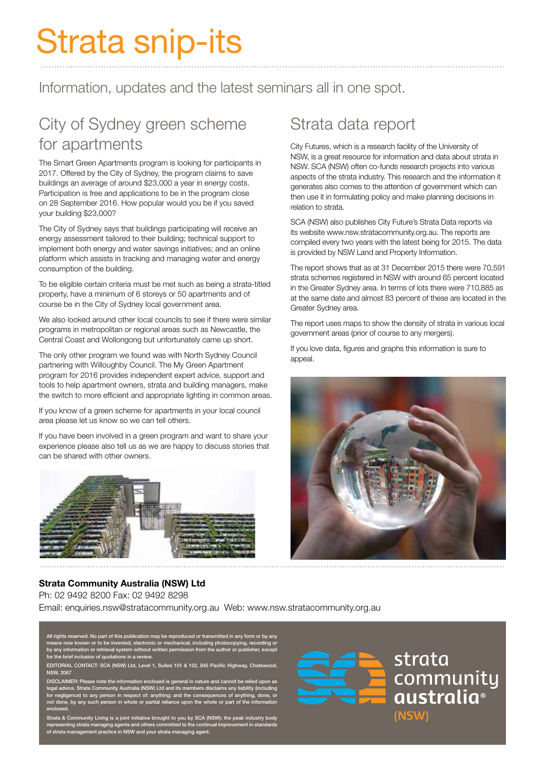# Strata snip-its

Information, updates and the latest seminars all in one spot.

## City of Sydney green scheme for apartments

The Smart Green Apartments program is looking for participants in 2017. Offered by the City of Sydney, the program claims to save buildings an average of around $23,000 a year in energy costs. Participation is free and applications to be in the program close on 28 September 2016. How popular would you be if you saved your building $23,000?

The City of Sydney says that buildings participating will receive an energy assessment tailored to their building; technical support to implement both energy and water savings initiatives; and an online platform which assists in tracking and managing water and energy consumption of the building.

To be eligible certain criteria must be met such as being a strata-titled property, have a minimum of 6 storeys or 50 apartments and of course be in the City of Sydney local government area.

We also looked around other local councils to see if there were similar programs in metropolitan or regional areas such as Newcastle, the Central Coast and Wollongong but unfortunately came up short.

The only other program we found was with North Sydney Council partnering with Willoughby Council. The My Green Apartment program for 2016 provides independent expert advice, support and tools to help apartment owners, strata and building managers, make the switch to more efficient and appropriate lighting in common areas.

If you know of a green scheme for apartments in your local council area please let us know so we can tell others.

If you have been involved in a green program and want to share your experience please also tell us as we are happy to discuss stories that can be shared with other owners.

## Strata data report

City Futures, which is a research facility of the University of NSW, is a great resource for information and data about strata in NSW. SCA (NSW) often co-funds research projects into various aspects of the strata industry. This research and the information it generates also comes to the attention of government which can then use it in formulating policy and make planning decisions in relation to strata.

SCA (NSW) also publishes City Future's Strata Data reports via its website www.nsw.stratacommunity.org.au. The reports are compiled every two years with the latest being for 2015. The data is provided by NSW Land and Property Information.

The report shows that as at 31 December 2015 there were 70,591 strata schemes registered in NSW with around 65 percent located in the Greater Sydney area. In terms of lots there were 710,885 as at the same date and almost 83 percent of these are located in the Greater Sydney area.

The report uses maps to show the density of strata in various local government areas (prior of course to any mergers).

If you love data, figures and graphs this information is sure to appeal.

**Strata Community Australia (NSW) Ltd**
Ph: 02 9492 8200 Fax: 02 9492 8298
Email: enquiries.nsw@stratacommunity.org.au Web: www.nsw.stratacommunity.org.au

All rights reserved. No part of this publication may be reproduced or transmitted in any form or by any means now known or to be invented, electronic or mechanical, including photocopying, recording or by any information or retrieval system without written permission from the author or publisher, except for the brief inclusion of quotations in a review.

EDITORIAL CONTACT: SCA (NSW) Ltd, Level 1, Suites 101 & 102, 845 Pacific Highway, Chatswood, NSW, 2067

DISCLAIMER: Please note the information enclosed is general in nature and cannot be relied upon as legal advice. Strata Community Australia (NSW) Ltd and its members disclaims any liability (including for negligence) to any person in respect of: anything; and the consequences of anything, done, or not done, by any such person in whole or partial reliance upon the whole or part of the information enclosed.

Strata & Community Living is a joint initiative brought to you by SCA (NSW); the peak industry body representing strata managing agents and others committed to the continual improvement in standards of strata management practice in NSW and your strata managing agent.

strata community australia® (NSW)